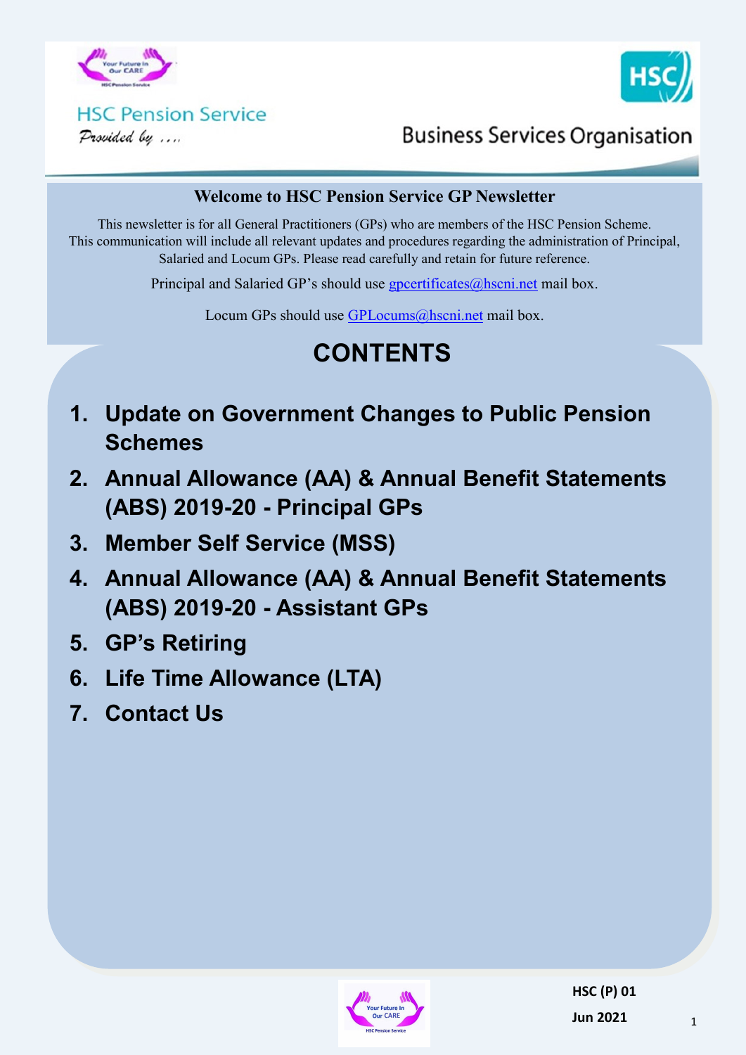HSC Pension Service

*Provided by ....*

Business Services Organisation

## Welcome to HSC Pension Service GP Newsletter

This newsletter is for all General Practitioners (GPs) who are members of the HSC Pension Scheme. This communication will include all relevant updates and procedures regarding the administration of Principal, Salaried and Locum GPs. Please read carefully and retain for future reference.

Principal and Salaried GP's should use gpcertificates@hscni.net mail box.

Locum GPs should use GPLocums@hscni.net mail box.

# CONTENTS

1. **Update on Government Changes to Public Pension Schemes**
2. **Annual Allowance (AA) & Annual Benefit Statements (ABS) 2019-20 - Principal GPs**
3. **Member Self Service (MSS)**
4. **Annual Allowance (AA) & Annual Benefit Statements (ABS) 2019-20 - Assistant GPs**
5. **GP's Retiring**
6. **Life Time Allowance (LTA)**
7. **Contact Us**

HSC (P) 01

Jun 2021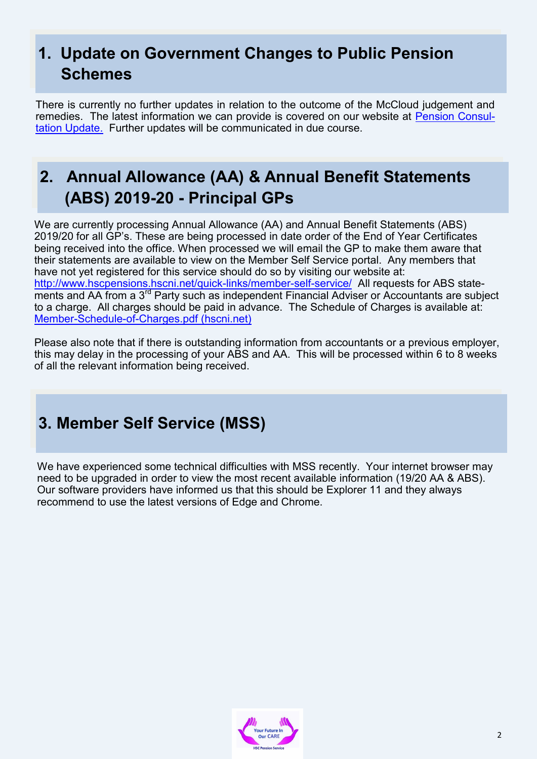## 1. Update on Government Changes to Public Pension Schemes

There is currently no further updates in relation to the outcome of the McCloud judgement and remedies. The latest information we can provide is covered on our website at [Pension Consultation Update.](#) Further updates will be communicated in due course.

## 2. Annual Allowance (AA) & Annual Benefit Statements (ABS) 2019-20 - Principal GPs

We are currently processing Annual Allowance (AA) and Annual Benefit Statements (ABS) 2019/20 for all GP's. These are being processed in date order of the End of Year Certificates being received into the office. When processed we will email the GP to make them aware that their statements are available to view on the Member Self Service portal. Any members that have not yet registered for this service should do so by visiting our website at: [http://www.hscpensions.hscni.net/quick-links/member-self-service/](http://www.hscpensions.hscni.net/quick-links/member-self-service/) All requests for ABS statements and AA from a 3rd Party such as independent Financial Adviser or Accountants are subject to a charge. All charges should be paid in advance. The Schedule of Charges is available at: [Member-Schedule-of-Charges.pdf (hscni.net)](#)

Please also note that if there is outstanding information from accountants or a previous employer, this may delay in the processing of your ABS and AA. This will be processed within 6 to 8 weeks of all the relevant information being received.

## 3. Member Self Service (MSS)

We have experienced some technical difficulties with MSS recently. Your internet browser may need to be upgraded in order to view the most recent available information (19/20 AA & ABS). Our software providers have informed us that this should be Explorer 11 and they always recommend to use the latest versions of Edge and Chrome.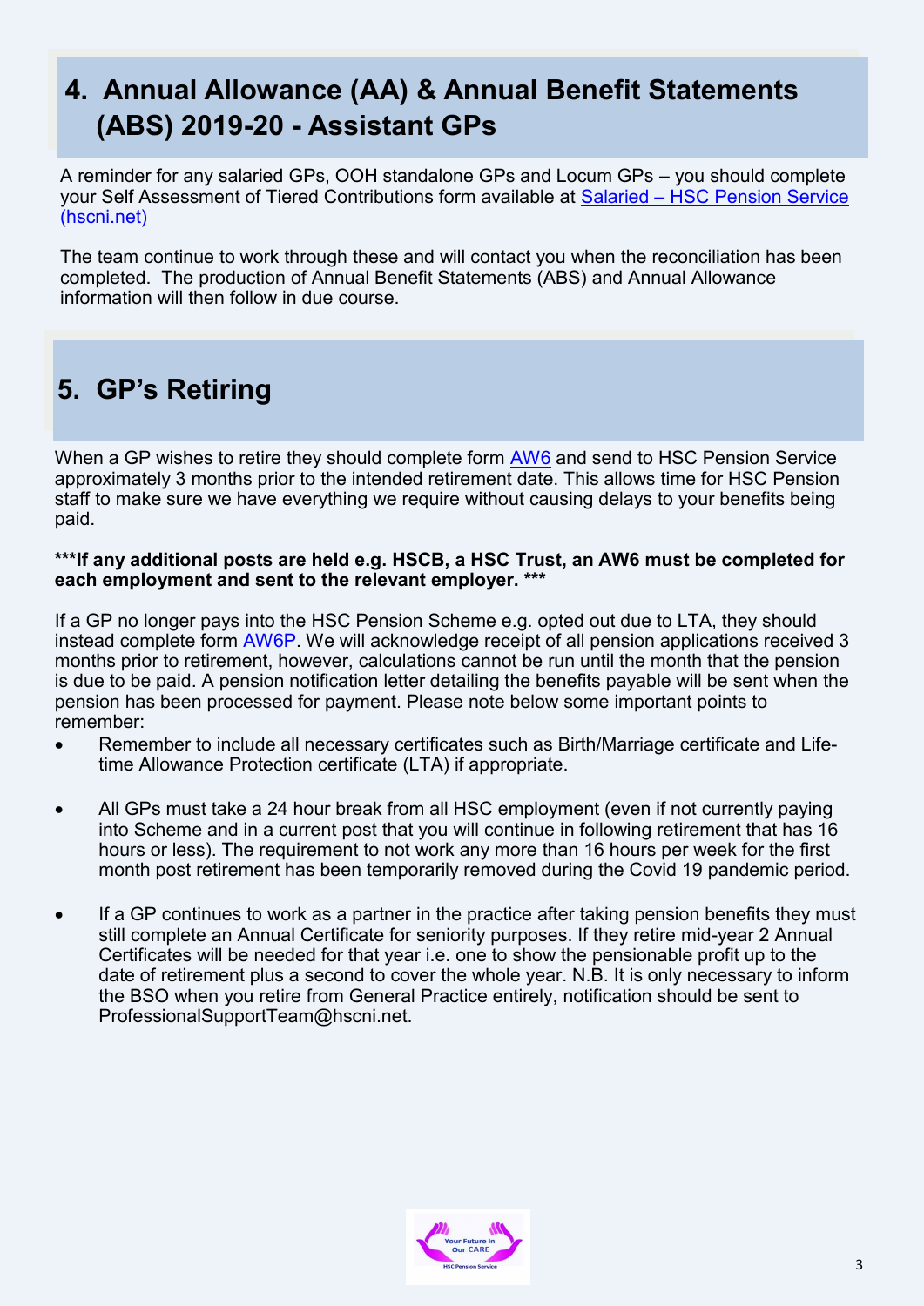## 4. Annual Allowance (AA) & Annual Benefit Statements (ABS) 2019-20 - Assistant GPs

A reminder for any salaried GPs, OOH standalone GPs and Locum GPs – you should complete your Self Assessment of Tiered Contributions form available at [Salaried – HSC Pension Service (hscni.net)]()

The team continue to work through these and will contact you when the reconciliation has been completed. The production of Annual Benefit Statements (ABS) and Annual Allowance information will then follow in due course.

## 5. GP's Retiring

When a GP wishes to retire they should complete form [AW6]() and send to HSC Pension Service approximately 3 months prior to the intended retirement date. This allows time for HSC Pension staff to make sure we have everything we require without causing delays to your benefits being paid.

**\*\*\*If any additional posts are held e.g. HSCB, a HSC Trust, an AW6 must be completed for each employment and sent to the relevant employer. \*\*\***

If a GP no longer pays into the HSC Pension Scheme e.g. opted out due to LTA, they should instead complete form [AW6P](). We will acknowledge receipt of all pension applications received 3 months prior to retirement, however, calculations cannot be run until the month that the pension is due to be paid. A pension notification letter detailing the benefits payable will be sent when the pension has been processed for payment. Please note below some important points to remember:

- Remember to include all necessary certificates such as Birth/Marriage certificate and Life-time Allowance Protection certificate (LTA) if appropriate.

- All GPs must take a 24 hour break from all HSC employment (even if not currently paying into Scheme and in a current post that you will continue in following retirement that has 16 hours or less). The requirement to not work any more than 16 hours per week for the first month post retirement has been temporarily removed during the Covid 19 pandemic period.

- If a GP continues to work as a partner in the practice after taking pension benefits they must still complete an Annual Certificate for seniority purposes. If they retire mid-year 2 Annual Certificates will be needed for that year i.e. one to show the pensionable profit up to the date of retirement plus a second to cover the whole year. N.B. It is only necessary to inform the BSO when you retire from General Practice entirely, notification should be sent to ProfessionalSupportTeam@hscni.net.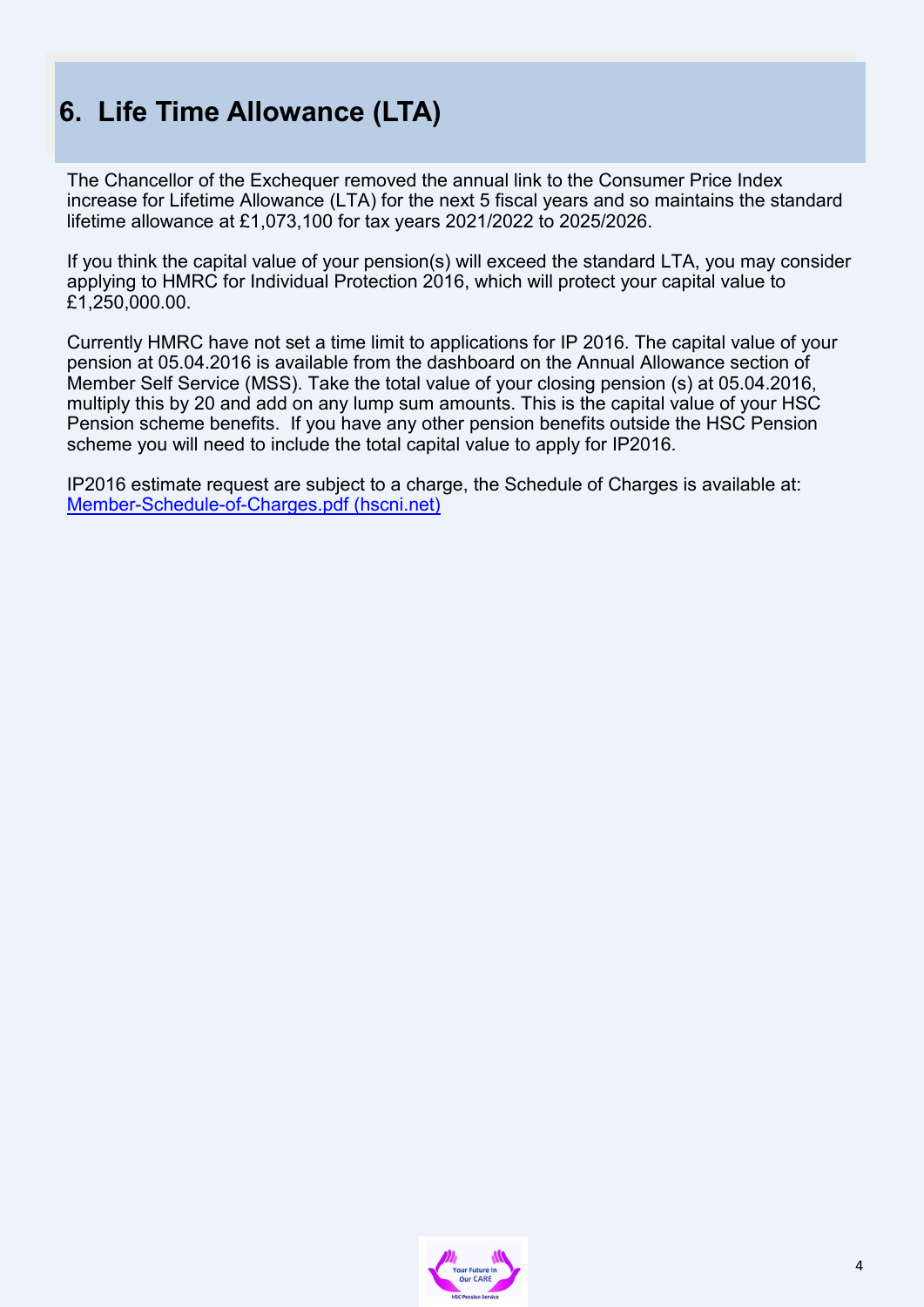# 6. Life Time Allowance (LTA)

The Chancellor of the Exchequer removed the annual link to the Consumer Price Index increase for Lifetime Allowance (LTA) for the next 5 fiscal years and so maintains the standard lifetime allowance at £1,073,100 for tax years 2021/2022 to 2025/2026.

If you think the capital value of your pension(s) will exceed the standard LTA, you may consider applying to HMRC for Individual Protection 2016, which will protect your capital value to £1,250,000.00.

Currently HMRC have not set a time limit to applications for IP 2016. The capital value of your pension at 05.04.2016 is available from the dashboard on the Annual Allowance section of Member Self Service (MSS). Take the total value of your closing pension (s) at 05.04.2016, multiply this by 20 and add on any lump sum amounts. This is the capital value of your HSC Pension scheme benefits. If you have any other pension benefits outside the HSC Pension scheme you will need to include the total capital value to apply for IP2016.

IP2016 estimate request are subject to a charge, the Schedule of Charges is available at: [Member-Schedule-of-Charges.pdf (hscni.net)]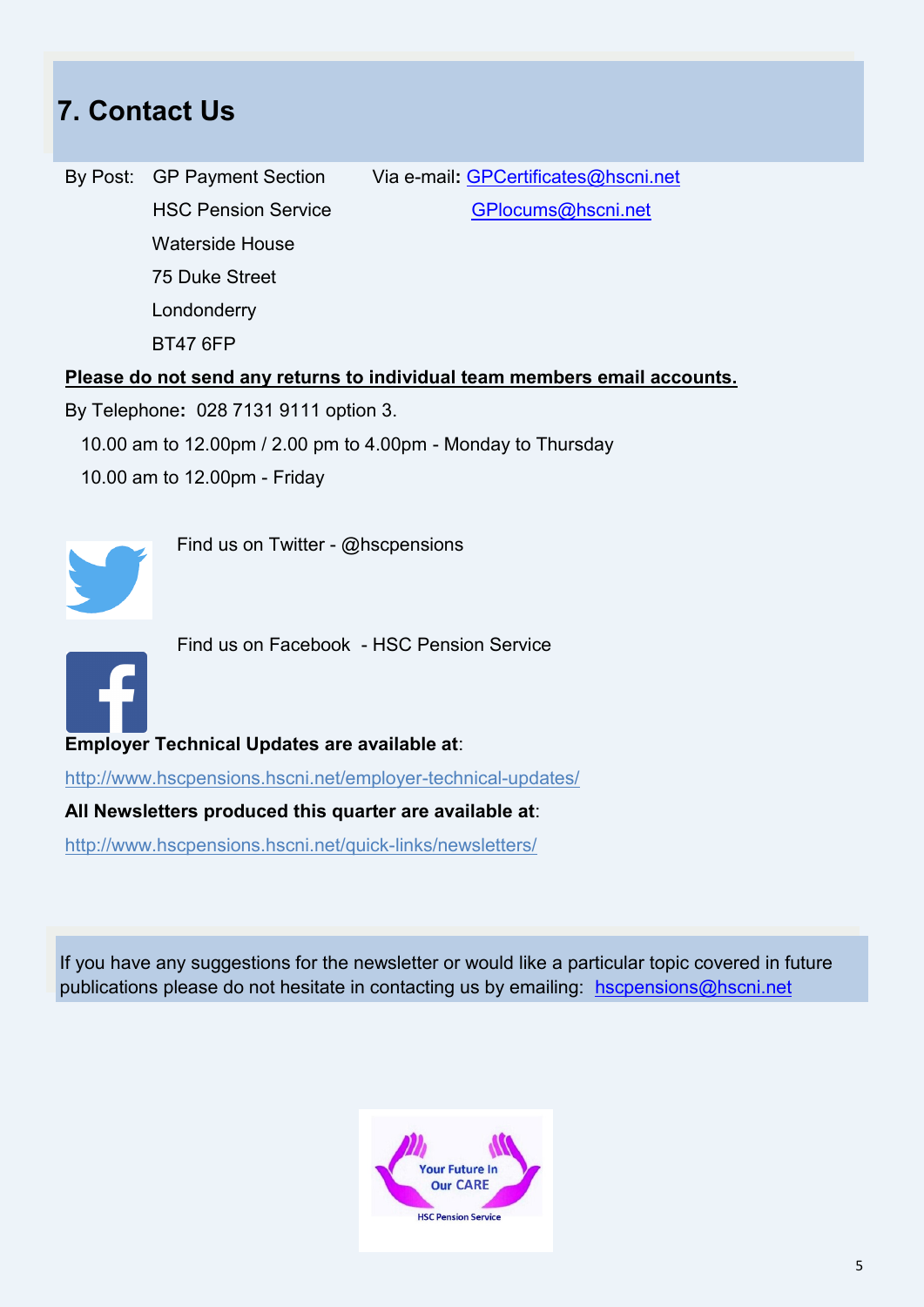## 7. Contact Us

By Post: GP Payment Section
HSC Pension Service
Waterside House
75 Duke Street
Londonderry
BT47 6FP

Via e-mail: GPCertificates@hscni.net
GPlocums@hscni.net

**Please do not send any returns to individual team members email accounts.**

By Telephone**:** 028 7131 9111 option 3.

10.00 am to 12.00pm / 2.00 pm to 4.00pm - Monday to Thursday

10.00 am to 12.00pm - Friday

Find us on Twitter - @hscpensions

Find us on Facebook - HSC Pension Service

**Employer Technical Updates are available at**:

http://www.hscpensions.hscni.net/employer-technical-updates/

**All Newsletters produced this quarter are available at**:

http://www.hscpensions.hscni.net/quick-links/newsletters/

If you have any suggestions for the newsletter or would like a particular topic covered in future publications please do not hesitate in contacting us by emailing: hscpensions@hscni.net

Your Future In Our CARE

HSC Pension Service